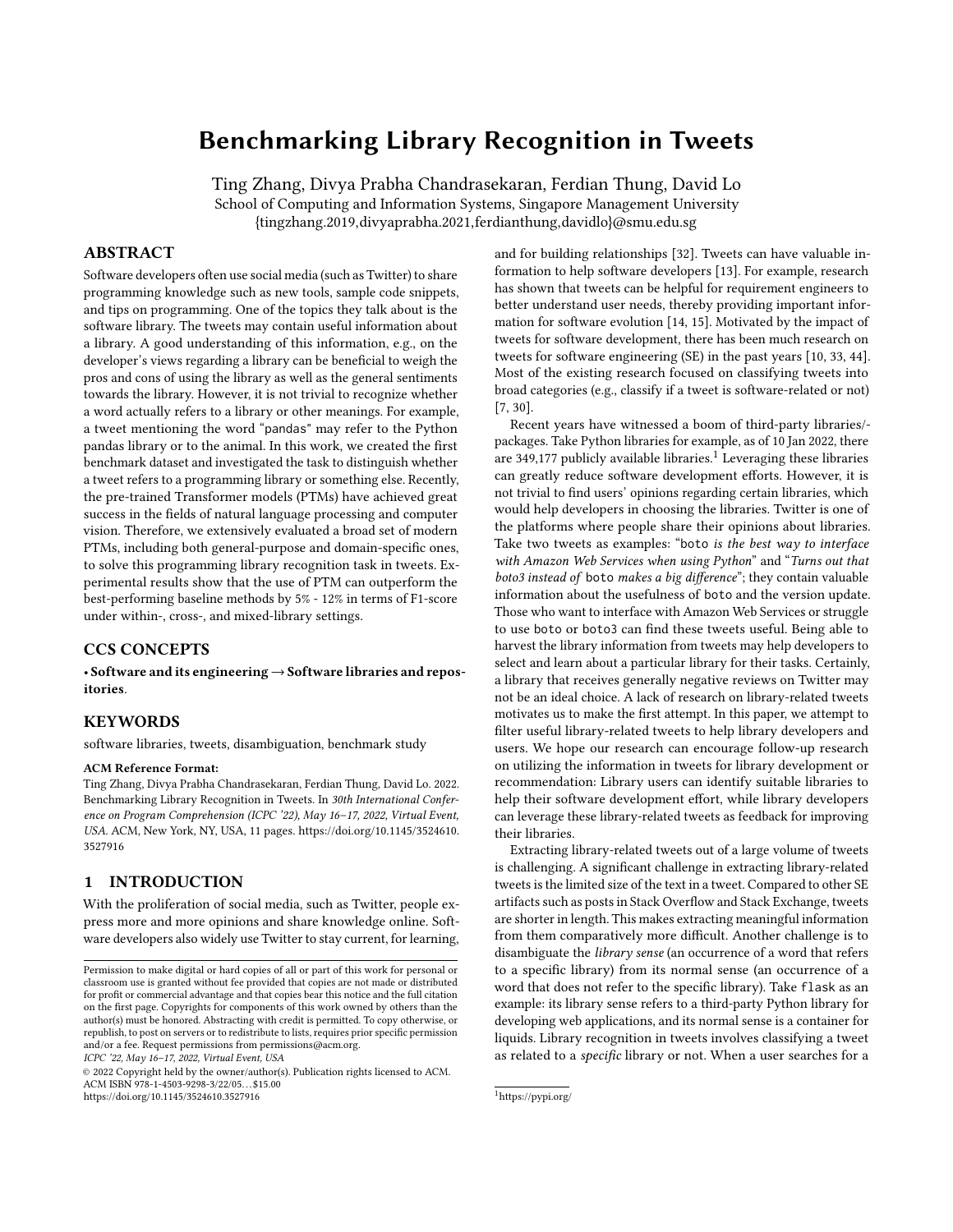# Benchmarking Library Recognition in Tweets

Ting Zhang, Divya Prabha Chandrasekaran, Ferdian Thung, David Lo
School of Computing and Information Systems, Singapore Management University
{tingzhang.2019,divyaprabha.2021,ferdianthung,davidlo}@smu.edu.sg

## ABSTRACT

Software developers often use social media (such as Twitter) to share programming knowledge such as new tools, sample code snippets, and tips on programming. One of the topics they talk about is the software library. The tweets may contain useful information about a library. A good understanding of this information, e.g., on the developer's views regarding a library can be beneficial to weigh the pros and cons of using the library as well as the general sentiments towards the library. However, it is not trivial to recognize whether a word actually refers to a library or other meanings. For example, a tweet mentioning the word "pandas" may refer to the Python pandas library or to the animal. In this work, we created the first benchmark dataset and investigated the task to distinguish whether a tweet refers to a programming library or something else. Recently, the pre-trained Transformer models (PTMs) have achieved great success in the fields of natural language processing and computer vision. Therefore, we extensively evaluated a broad set of modern PTMs, including both general-purpose and domain-specific ones, to solve this programming library recognition task in tweets. Experimental results show that the use of PTM can outperform the best-performing baseline methods by 5% - 12% in terms of F1-score under within-, cross-, and mixed-library settings.

## CCS CONCEPTS

• **Software and its engineering → Software libraries and repositories**.

## KEYWORDS

software libraries, tweets, disambiguation, benchmark study

**ACM Reference Format:**

Ting Zhang, Divya Prabha Chandrasekaran, Ferdian Thung, David Lo. 2022. Benchmarking Library Recognition in Tweets. In *30th International Conference on Program Comprehension (ICPC '22), May 16–17, 2022, Virtual Event, USA.* ACM, New York, NY, USA, 11 pages. https://doi.org/10.1145/3524610.3527916

## 1 INTRODUCTION

With the proliferation of social media, such as Twitter, people express more and more opinions and share knowledge online. Software developers also widely use Twitter to stay current, for learning, and for building relationships [32]. Tweets can have valuable information to help software developers [13]. For example, research has shown that tweets can be helpful for requirement engineers to better understand user needs, thereby providing important information for software evolution [14, 15]. Motivated by the impact of tweets for software development, there has been much research on tweets for software engineering (SE) in the past years [10, 33, 44]. Most of the existing research focused on classifying tweets into broad categories (e.g., classify if a tweet is software-related or not) [7, 30].

Recent years have witnessed a boom of third-party libraries/packages. Take Python libraries for example, as of 10 Jan 2022, there are 349,177 publicly available libraries.[1] Leveraging these libraries can greatly reduce software development efforts. However, it is not trivial to find users' opinions regarding certain libraries, which would help developers in choosing the libraries. Twitter is one of the platforms where people share their opinions about libraries. Take two tweets as examples: "`boto` *is the best way to interface with Amazon Web Services when using Python*" and "*Turns out that* `boto3` *instead of* `boto` *makes a big difference*"; they contain valuable information about the usefulness of `boto` and the version update. Those who want to interface with Amazon Web Services or struggle to use `boto` or `boto3` can find these tweets useful. Being able to harvest the library information from tweets may help developers to select and learn about a particular library for their tasks. Certainly, a library that receives generally negative reviews on Twitter may not be an ideal choice. A lack of research on library-related tweets motivates us to make the first attempt. In this paper, we attempt to filter useful library-related tweets to help library developers and users. We hope our research can encourage follow-up research on utilizing the information in tweets for library development or recommendation: Library users can identify suitable libraries to help their software development effort, while library developers can leverage these library-related tweets as feedback for improving their libraries.

Extracting library-related tweets out of a large volume of tweets is challenging. A significant challenge in extracting library-related tweets is the limited size of the text in a tweet. Compared to other SE artifacts such as posts in Stack Overflow and Stack Exchange, tweets are shorter in length. This makes extracting meaningful information from them comparatively more difficult. Another challenge is to disambiguate the *library sense* (an occurrence of a word that refers to a specific library) from its normal sense (an occurrence of a word that does not refer to the specific library). Take `flask` as an example: its library sense refers to a third-party Python library for developing web applications, and its normal sense is a container for liquids. Library recognition in tweets involves classifying a tweet as related to a *specific* library or not. When a user searches for a

[1] https://pypi.org/

---

Permission to make digital or hard copies of all or part of this work for personal or classroom use is granted without fee provided that copies are not made or distributed for profit or commercial advantage and that copies bear this notice and the full citation on the first page. Copyrights for components of this work owned by others than the author(s) must be honored. Abstracting with credit is permitted. To copy otherwise, or republish, to post on servers or to redistribute to lists, requires prior specific permission and/or a fee. Request permissions from permissions@acm.org.
*ICPC '22, May 16–17, 2022, Virtual Event, USA*
© 2022 Copyright held by the owner/author(s). Publication rights licensed to ACM.
ACM ISBN 978-1-4503-9298-3/22/05...$15.00
https://doi.org/10.1145/3524610.3527916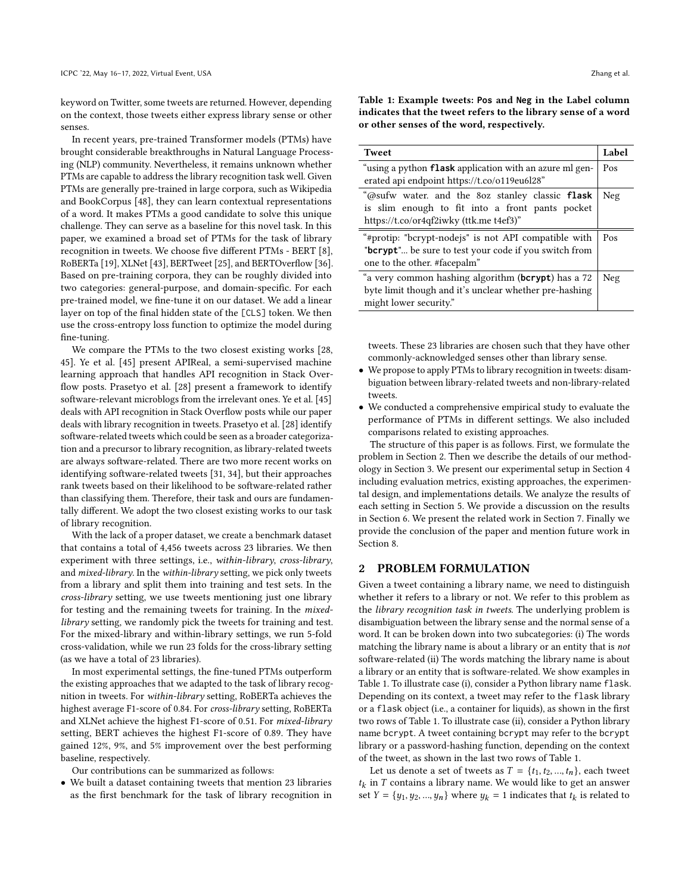keyword on Twitter, some tweets are returned. However, depending on the context, those tweets either express library sense or other senses.

In recent years, pre-trained Transformer models (PTMs) have brought considerable breakthroughs in Natural Language Processing (NLP) community. Nevertheless, it remains unknown whether PTMs are capable to address the library recognition task well. Given PTMs are generally pre-trained in large corpora, such as Wikipedia and BookCorpus [48], they can learn contextual representations of a word. It makes PTMs a good candidate to solve this unique challenge. They can serve as a baseline for this novel task. In this paper, we examined a broad set of PTMs for the task of library recognition in tweets. We choose five different PTMs - BERT [8], RoBERTa [19], XLNet [43], BERTweet [25], and BERTOverflow [36]. Based on pre-training corpora, they can be roughly divided into two categories: general-purpose, and domain-specific. For each pre-trained model, we fine-tune it on our dataset. We add a linear layer on top of the final hidden state of the `[CLS]` token. We then use the cross-entropy loss function to optimize the model during fine-tuning.

We compare the PTMs to the two closest existing works [28, 45]. Ye et al. [45] present APIReal, a semi-supervised machine learning approach that handles API recognition in Stack Overflow posts. Prasetyo et al. [28] present a framework to identify software-relevant microblogs from the irrelevant ones. Ye et al. [45] deals with API recognition in Stack Overflow posts while our paper deals with library recognition in tweets. Prasetyo et al. [28] identify software-related tweets which could be seen as a broader categorization and a precursor to library recognition, as library-related tweets are always software-related. There are two more recent works on identifying software-related tweets [31, 34], but their approaches rank tweets based on their likelihood to be software-related rather than classifying them. Therefore, their task and ours are fundamentally different. We adopt the two closest existing works to our task of library recognition.

With the lack of a proper dataset, we create a benchmark dataset that contains a total of 4,456 tweets across 23 libraries. We then experiment with three settings, i.e., *within-library*, *cross-library*, and *mixed-library*. In the *within-library* setting, we pick only tweets from a library and split them into training and test sets. In the *cross-library* setting, we use tweets mentioning just one library for testing and the remaining tweets for training. In the *mixed-library* setting, we randomly pick the tweets for training and test. For the mixed-library and within-library settings, we run 5-fold cross-validation, while we run 23 folds for the cross-library setting (as we have a total of 23 libraries).

In most experimental settings, the fine-tuned PTMs outperform the existing approaches that we adapted to the task of library recognition in tweets. For *within-library* setting, RoBERTa achieves the highest average F1-score of 0.84. For *cross-library* setting, RoBERTa and XLNet achieve the highest F1-score of 0.51. For *mixed-library* setting, BERT achieves the highest F1-score of 0.89. They have gained 12%, 9%, and 5% improvement over the best performing baseline, respectively.

Our contributions can be summarized as follows:

- We built a dataset containing tweets that mention 23 libraries as the first benchmark for the task of library recognition in tweets. These 23 libraries are chosen such that they have other commonly-acknowledged senses other than library sense.
- We propose to apply PTMs to library recognition in tweets: disambiguation between library-related tweets and non-library-related tweets.
- We conducted a comprehensive empirical study to evaluate the performance of PTMs in different settings. We also included comparisons related to existing approaches.

The structure of this paper is as follows. First, we formulate the problem in Section 2. Then we describe the details of our methodology in Section 3. We present our experimental setup in Section 4 including evaluation metrics, existing approaches, the experimental design, and implementations details. We analyze the results of each setting in Section 5. We provide a discussion on the results in Section 6. We present the related work in Section 7. Finally we provide the conclusion of the paper and mention future work in Section 8.

**Table 1: Example tweets: Pos and Neg in the Label column indicates that the tweet refers to the library sense of a word or other senses of the word, respectively.**

| Tweet | Label |
|---|---|
| "using a python **flask** application with an azure ml generated api endpoint https://t.co/o119eu6l28" | Pos |
| "@sufw water. and the 8oz stanley classic **flask** is slim enough to fit into a front pants pocket https://t.co/or4qf2iwky (ttk.me t4ef3)" | Neg |
| "#protip: "bcrypt-nodejs" is not API compatible with "**bcrypt**"... be sure to test your code if you switch from one to the other. #facepalm" | Pos |
| "a very common hashing algorithm (**bcrypt**) has a 72 byte limit though and it's unclear whether pre-hashing might lower security." | Neg |

## 2 PROBLEM FORMULATION

Given a tweet containing a library name, we need to distinguish whether it refers to a library or not. We refer to this problem as the *library recognition task in tweets*. The underlying problem is disambiguation between the library sense and the normal sense of a word. It can be broken down into two subcategories: (i) The words matching the library name is about a library or an entity that is *not* software-related (ii) The words matching the library name is about a library or an entity that is software-related. We show examples in Table 1. To illustrate case (i), consider a Python library name `flask`. Depending on its context, a tweet may refer to the `flask` library or a `flask` object (i.e., a container for liquids), as shown in the first two rows of Table 1. To illustrate case (ii), consider a Python library name `bcrypt`. A tweet containing `bcrypt` may refer to the `bcrypt` library or a password-hashing function, depending on the context of the tweet, as shown in the last two rows of Table 1.

Let us denote a set of tweets as $T = \{t_1, t_2, ..., t_n\}$, each tweet $t_k$ in $T$ contains a library name. We would like to get an answer set $Y = \{y_1, y_2, ..., y_n\}$ where $y_k = 1$ indicates that $t_k$ is related to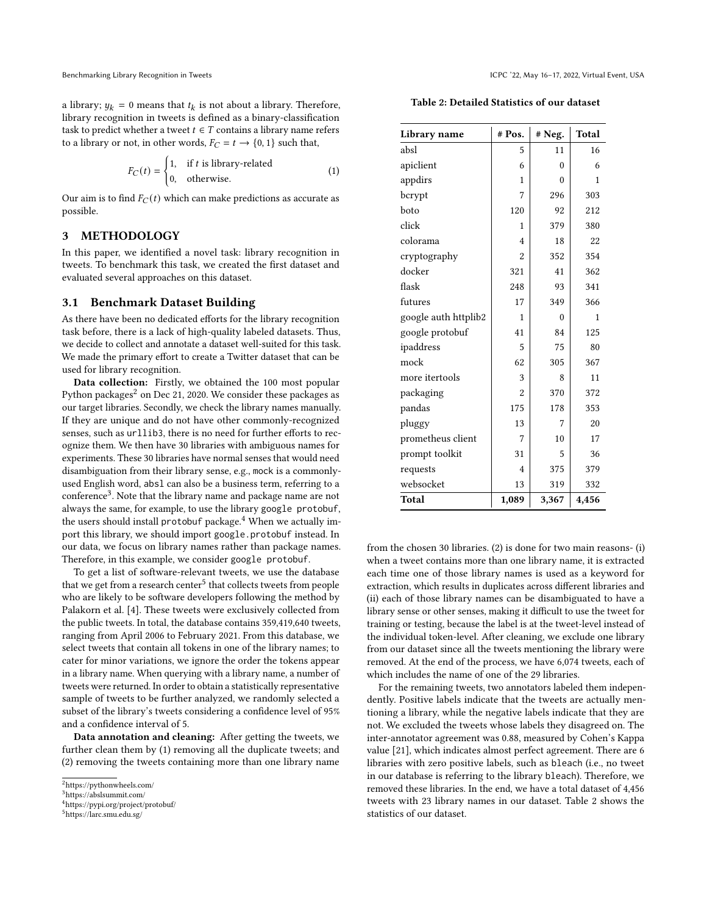a library; $y_k = 0$ means that $t_k$ is not about a library. Therefore, library recognition in tweets is defined as a binary-classification task to predict whether a tweet $t \in T$ contains a library name refers to a library or not, in other words, $F_C = t \rightarrow \{0, 1\}$ such that,

$$F_C(t) = \begin{cases} 1, & \text{if } t \text{ is library-related} \\ 0, & \text{otherwise.} \end{cases} \quad (1)$$

Our aim is to find $F_C(t)$ which can make predictions as accurate as possible.

## 3 METHODOLOGY

In this paper, we identified a novel task: library recognition in tweets. To benchmark this task, we created the first dataset and evaluated several approaches on this dataset.

### 3.1 Benchmark Dataset Building

As there have been no dedicated efforts for the library recognition task before, there is a lack of high-quality labeled datasets. Thus, we decide to collect and annotate a dataset well-suited for this task. We made the primary effort to create a Twitter dataset that can be used for library recognition.

**Data collection:** Firstly, we obtained the 100 most popular Python packages[2] on Dec 21, 2020. We consider these packages as our target libraries. Secondly, we check the library names manually. If they are unique and do not have other commonly-recognized senses, such as `urllib3`, there is no need for further efforts to recognize them. We then have 30 libraries with ambiguous names for experiments. These 30 libraries have normal senses that would need disambiguation from their library sense, e.g., `mock` is a commonly-used English word, `absl` can also be a business term, referring to a conference[3]. Note that the library name and package name are not always the same, for example, to use the library `google protobuf`, the users should install `protobuf` package.[4] When we actually import this library, we should import `google.protobuf` instead. In our data, we focus on library names rather than package names. Therefore, in this example, we consider `google protobuf`.

To get a list of software-relevant tweets, we use the database that we get from a research center[5] that collects tweets from people who are likely to be software developers following the method by Palakorn et al. [4]. These tweets were exclusively collected from the public tweets. In total, the database contains 359,419,640 tweets, ranging from April 2006 to February 2021. From this database, we select tweets that contain all tokens in one of the library names; to cater for minor variations, we ignore the order the tokens appear in a library name. When querying with a library name, a number of tweets were returned. In order to obtain a statistically representative sample of tweets to be further analyzed, we randomly selected a subset of the library's tweets considering a confidence level of 95% and a confidence interval of 5.

**Data annotation and cleaning:** After getting the tweets, we further clean them by (1) removing all the duplicate tweets; and (2) removing the tweets containing more than one library name from the chosen 30 libraries. (2) is done for two main reasons- (i) when a tweet contains more than one library name, it is extracted each time one of those library names is used as a keyword for extraction, which results in duplicates across different libraries and (ii) each of those library names can be disambiguated to have a library sense or other senses, making it difficult to use the tweet for training or testing, because the label is at the tweet-level instead of the individual token-level. After cleaning, we exclude one library from our dataset since all the tweets mentioning the library were removed. At the end of the process, we have 6,074 tweets, each of which includes the name of one of the 29 libraries.

For the remaining tweets, two annotators labeled them independently. Positive labels indicate that the tweets are actually mentioning a library, while the negative labels indicate that they are not. We excluded the tweets whose labels they disagreed on. The inter-annotator agreement was 0.88, measured by Cohen's Kappa value [21], which indicates almost perfect agreement. There are 6 libraries with zero positive labels, such as `bleach` (i.e., no tweet in our database is referring to the library `bleach`). Therefore, we removed these libraries. In the end, we have a total dataset of 4,456 tweets with 23 library names in our dataset. Table 2 shows the statistics of our dataset.

**Table 2: Detailed Statistics of our dataset**

| Library name | # Pos. | # Neg. | Total |
|---|---|---|---|
| absl | 5 | 11 | 16 |
| apiclient | 6 | 0 | 6 |
| appdirs | 1 | 0 | 1 |
| bcrypt | 7 | 296 | 303 |
| boto | 120 | 92 | 212 |
| click | 1 | 379 | 380 |
| colorama | 4 | 18 | 22 |
| cryptography | 2 | 352 | 354 |
| docker | 321 | 41 | 362 |
| flask | 248 | 93 | 341 |
| futures | 17 | 349 | 366 |
| google auth httplib2 | 1 | 0 | 1 |
| google protobuf | 41 | 84 | 125 |
| ipaddress | 5 | 75 | 80 |
| mock | 62 | 305 | 367 |
| more itertools | 3 | 8 | 11 |
| packaging | 2 | 370 | 372 |
| pandas | 175 | 178 | 353 |
| pluggy | 13 | 7 | 20 |
| prometheus client | 7 | 10 | 17 |
| prompt toolkit | 31 | 5 | 36 |
| requests | 4 | 375 | 379 |
| websocket | 13 | 319 | 332 |
| **Total** | **1,089** | **3,367** | **4,456** |

[2] https://pythonwheels.com/
[3] https://abslsummit.com/
[4] https://pypi.org/project/protobuf/
[5] https://larc.smu.edu.sg/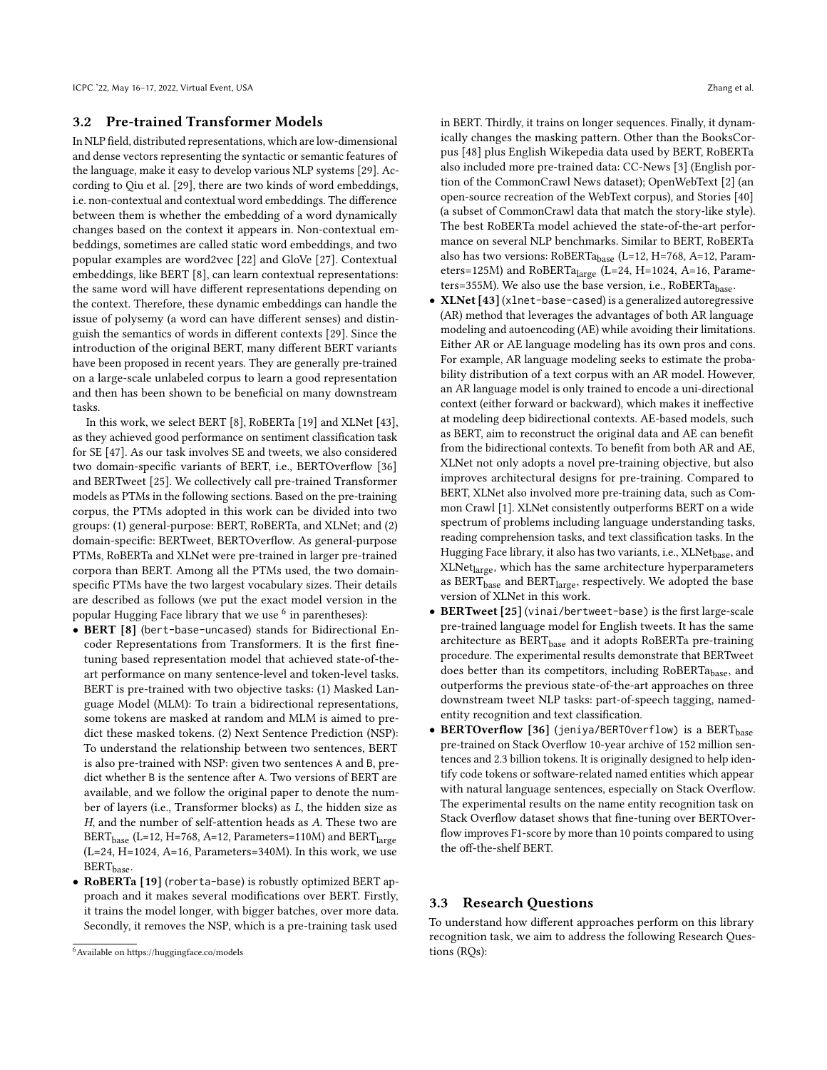### 3.2 Pre-trained Transformer Models

In NLP field, distributed representations, which are low-dimensional and dense vectors representing the syntactic or semantic features of the language, make it easy to develop various NLP systems [29]. According to Qiu et al. [29], there are two kinds of word embeddings, i.e. non-contextual and contextual word embeddings. The difference between them is whether the embedding of a word dynamically changes based on the context it appears in. Non-contextual embeddings, sometimes are called static word embeddings, and two popular examples are word2vec [22] and GloVe [27]. Contextual embeddings, like BERT [8], can learn contextual representations: the same word will have different representations depending on the context. Therefore, these dynamic embeddings can handle the issue of polysemy (a word can have different senses) and distinguish the semantics of words in different contexts [29]. Since the introduction of the original BERT, many different BERT variants have been proposed in recent years. They are generally pre-trained on a large-scale unlabeled corpus to learn a good representation and then has been shown to be beneficial on many downstream tasks.

In this work, we select BERT [8], RoBERTa [19] and XLNet [43], as they achieved good performance on sentiment classification task for SE [47]. As our task involves SE and tweets, we also considered two domain-specific variants of BERT, i.e., BERTOverflow [36] and BERTweet [25]. We collectively call pre-trained Transformer models as PTMs in the following sections. Based on the pre-training corpus, the PTMs adopted in this work can be divided into two groups: (1) general-purpose: BERT, RoBERTa, and XLNet; and (2) domain-specific: BERTweet, BERTOverflow. As general-purpose PTMs, RoBERTa and XLNet were pre-trained in larger pre-trained corpora than BERT. Among all the PTMs used, the two domain-specific PTMs have the two largest vocabulary sizes. Their details are described as follows (we put the exact model version in the popular Hugging Face library that we use [6] in parentheses):

- **BERT [8]** (`bert-base-uncased`) stands for Bidirectional Encoder Representations from Transformers. It is the first fine-tuning based representation model that achieved state-of-the-art performance on many sentence-level and token-level tasks. BERT is pre-trained with two objective tasks: (1) Masked Language Model (MLM): To train a bidirectional representations, some tokens are masked at random and MLM is aimed to predict these masked tokens. (2) Next Sentence Prediction (NSP): To understand the relationship between two sentences, BERT is also pre-trained with NSP: given two sentences `A` and `B`, predict whether `B` is the sentence after `A`. Two versions of BERT are available, and we follow the original paper to denote the number of layers (i.e., Transformer blocks) as $L$, the hidden size as $H$, and the number of self-attention heads as $A$. These two are $\text{BERT}_{\text{base}}$ (L=12, H=768, A=12, Parameters=110M) and $\text{BERT}_{\text{large}}$ (L=24, H=1024, A=16, Parameters=340M). In this work, we use $\text{BERT}_{\text{base}}$.
- **RoBERTa [19]** (`roberta-base`) is robustly optimized BERT approach and it makes several modifications over BERT. Firstly, it trains the model longer, with bigger batches, over more data. Secondly, it removes the NSP, which is a pre-training task used in BERT. Thirdly, it trains on longer sequences. Finally, it dynamically changes the masking pattern. Other than the BooksCorpus [48] plus English Wikepedia data used by BERT, RoBERTa also included more pre-trained data: CC-News [3] (English portion of the CommonCrawl News dataset); OpenWebText [2] (an open-source recreation of the WebText corpus), and Stories [40] (a subset of CommonCrawl data that match the story-like style). The best RoBERTa model achieved the state-of-the-art performance on several NLP benchmarks. Similar to BERT, RoBERTa also has two versions: $\text{RoBERTa}_{\text{base}}$ (L=12, H=768, A=12, Parameters=125M) and $\text{RoBERTa}_{\text{large}}$ (L=24, H=1024, A=16, Parameters=355M). We also use the base version, i.e., $\text{RoBERTa}_{\text{base}}$.
- **XLNet [43]** (`xlnet-base-cased`) is a generalized autoregressive (AR) method that leverages the advantages of both AR language modeling and autoencoding (AE) while avoiding their limitations. Either AR or AE language modeling has its own pros and cons. For example, AR language modeling seeks to estimate the probability distribution of a text corpus with an AR model. However, an AR language model is only trained to encode a uni-directional context (either forward or backward), which makes it ineffective at modeling deep bidirectional contexts. AE-based models, such as BERT, aim to reconstruct the original data and AE can benefit from the bidirectional contexts. To benefit from both AR and AE, XLNet not only adopts a novel pre-training objective, but also improves architectural designs for pre-training. Compared to BERT, XLNet also involved more pre-training data, such as Common Crawl [1]. XLNet consistently outperforms BERT on a wide spectrum of problems including language understanding tasks, reading comprehension tasks, and text classification tasks. In the Hugging Face library, it also has two variants, i.e., $\text{XLNet}_{\text{base}}$, and $\text{XLNet}_{\text{large}}$, which has the same architecture hyperparameters as $\text{BERT}_{\text{base}}$ and $\text{BERT}_{\text{large}}$, respectively. We adopted the base version of XLNet in this work.
- **BERTweet [25]** (`vinai/bertweet-base`) is the first large-scale pre-trained language model for English tweets. It has the same architecture as $\text{BERT}_{\text{base}}$ and it adopts RoBERTa pre-training procedure. The experimental results demonstrate that BERTweet does better than its competitors, including $\text{RoBERTa}_{\text{base}}$, and outperforms the previous state-of-the-art approaches on three downstream tweet NLP tasks: part-of-speech tagging, named-entity recognition and text classification.
- **BERTOverflow [36]** (`jeniya/BERTOverflow`) is a $\text{BERT}_{\text{base}}$ pre-trained on Stack Overflow 10-year archive of 152 million sentences and 2.3 billion tokens. It is originally designed to help identify code tokens or software-related named entities which appear with natural language sentences, especially on Stack Overflow. The experimental results on the name entity recognition task on Stack Overflow dataset shows that fine-tuning over BERTOverflow improves F1-score by more than 10 points compared to using the off-the-shelf BERT.

### 3.3 Research Questions

To understand how different approaches perform on this library recognition task, we aim to address the following Research Questions (RQs):

[6] Available on https://huggingface.co/models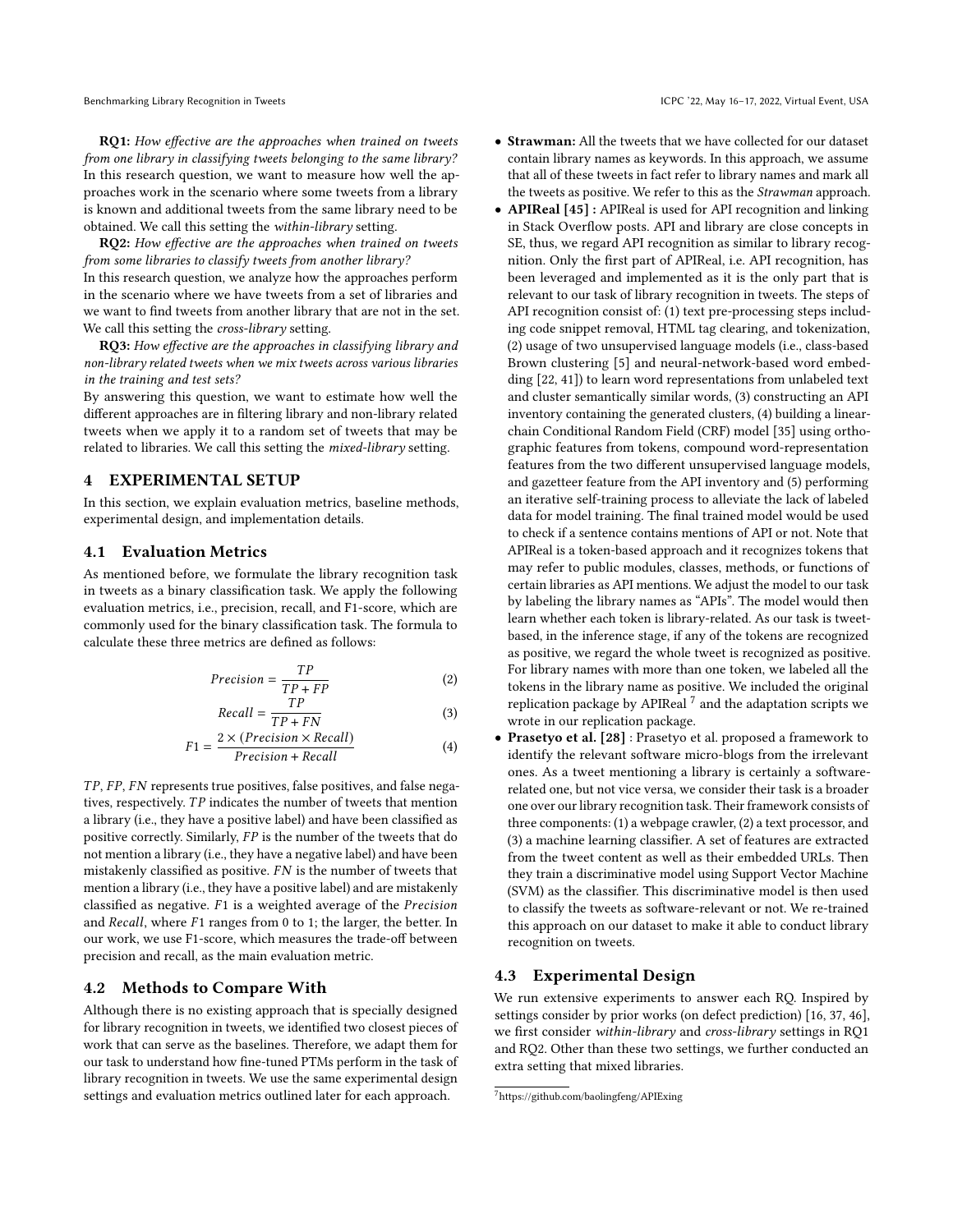**RQ1:** *How effective are the approaches when trained on tweets from one library in classifying tweets belonging to the same library?* In this research question, we want to measure how well the approaches work in the scenario where some tweets from a library is known and additional tweets from the same library need to be obtained. We call this setting the *within-library* setting.

**RQ2:** *How effective are the approaches when trained on tweets from some libraries to classify tweets from another library?* In this research question, we analyze how the approaches perform in the scenario where we have tweets from a set of libraries and we want to find tweets from another library that are not in the set. We call this setting the *cross-library* setting.

**RQ3:** *How effective are the approaches in classifying library and non-library related tweets when we mix tweets across various libraries in the training and test sets?* By answering this question, we want to estimate how well the different approaches are in filtering library and non-library related tweets when we apply it to a random set of tweets that may be related to libraries. We call this setting the *mixed-library* setting.

# 4 EXPERIMENTAL SETUP

In this section, we explain evaluation metrics, baseline methods, experimental design, and implementation details.

## 4.1 Evaluation Metrics

As mentioned before, we formulate the library recognition task in tweets as a binary classification task. We apply the following evaluation metrics, i.e., precision, recall, and F1-score, which are commonly used for the binary classification task. The formula to calculate these three metrics are defined as follows:

$$Precision = \frac{TP}{TP + FP} \tag{2}$$

$$Recall = \frac{TP}{TP + FN} \tag{3}$$

$$F1 = \frac{2 \times (Precision \times Recall)}{Precision + Recall} \tag{4}$$

$TP$, $FP$, $FN$ represents true positives, false positives, and false negatives, respectively. $TP$ indicates the number of tweets that mention a library (i.e., they have a positive label) and have been classified as positive correctly. Similarly, $FP$ is the number of the tweets that do not mention a library (i.e., they have a negative label) and have been mistakenly classified as positive. $FN$ is the number of tweets that mention a library (i.e., they have a positive label) and are mistakenly classified as negative. $F1$ is a weighted average of the $Precision$ and $Recall$, where $F1$ ranges from 0 to 1; the larger, the better. In our work, we use F1-score, which measures the trade-off between precision and recall, as the main evaluation metric.

## 4.2 Methods to Compare With

Although there is no existing approach that is specially designed for library recognition in tweets, we identified two closest pieces of work that can serve as the baselines. Therefore, we adapt them for our task to understand how fine-tuned PTMs perform in the task of library recognition in tweets. We use the same experimental design settings and evaluation metrics outlined later for each approach.

- **Strawman:** All the tweets that we have collected for our dataset contain library names as keywords. In this approach, we assume that all of these tweets in fact refer to library names and mark all the tweets as positive. We refer to this as the *Strawman* approach.
- **APIReal [45] :** APIReal is used for API recognition and linking in Stack Overflow posts. API and library are close concepts in SE, thus, we regard API recognition as similar to library recognition. Only the first part of APIReal, i.e. API recognition, has been leveraged and implemented as it is the only part that is relevant to our task of library recognition in tweets. The steps of API recognition consist of: (1) text pre-processing steps including code snippet removal, HTML tag clearing, and tokenization, (2) usage of two unsupervised language models (i.e., class-based Brown clustering [5] and neural-network-based word embedding [22, 41]) to learn word representations from unlabeled text and cluster semantically similar words, (3) constructing an API inventory containing the generated clusters, (4) building a linear-chain Conditional Random Field (CRF) model [35] using orthographic features from tokens, compound word-representation features from the two different unsupervised language models, and gazetteer feature from the API inventory and (5) performing an iterative self-training process to alleviate the lack of labeled data for model training. The final trained model would be used to check if a sentence contains mentions of API or not. Note that APIReal is a token-based approach and it recognizes tokens that may refer to public modules, classes, methods, or functions of certain libraries as API mentions. We adjust the model to our task by labeling the library names as "APIs". The model would then learn whether each token is library-related. As our task is tweet-based, in the inference stage, if any of the tokens are recognized as positive, we regard the whole tweet is recognized as positive. For library names with more than one token, we labeled all the tokens in the library name as positive. We included the original replication package by APIReal [7] and the adaptation scripts we wrote in our replication package.
- **Prasetyo et al. [28] :** Prasetyo et al. proposed a framework to identify the relevant software micro-blogs from the irrelevant ones. As a tweet mentioning a library is certainly a software-related one, but not vice versa, we consider their task is a broader one over our library recognition task. Their framework consists of three components: (1) a webpage crawler, (2) a text processor, and (3) a machine learning classifier. A set of features are extracted from the tweet content as well as their embedded URLs. Then they train a discriminative model using Support Vector Machine (SVM) as the classifier. This discriminative model is then used to classify the tweets as software-relevant or not. We re-trained this approach on our dataset to make it able to conduct library recognition on tweets.

## 4.3 Experimental Design

We run extensive experiments to answer each RQ. Inspired by settings consider by prior works (on defect prediction) [16, 37, 46], we first consider *within-library* and *cross-library* settings in RQ1 and RQ2. Other than these two settings, we further conducted an extra setting that mixed libraries.

[7] https://github.com/baolingfeng/APIExing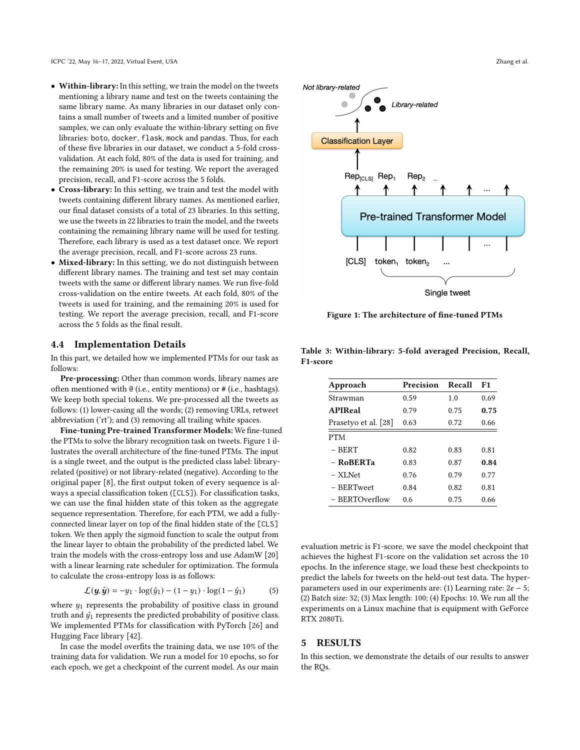- **Within-library:** In this setting, we train the model on the tweets mentioning a library name and test on the tweets containing the same library name. As many libraries in our dataset only contains a small number of tweets and a limited number of positive samples, we can only evaluate the within-library setting on five libraries: `boto`, `docker`, `flask`, `mock` and `pandas`. Thus, for each of these five libraries in our dataset, we conduct a 5-fold cross-validation. At each fold, 80% of the data is used for training, and the remaining 20% is used for testing. We report the averaged precision, recall, and F1-score across the 5 folds.
- **Cross-library:** In this setting, we train and test the model with tweets containing different library names. As mentioned earlier, our final dataset consists of a total of 23 libraries. In this setting, we use the tweets in 22 libraries to train the model, and the tweets containing the remaining library name will be used for testing. Therefore, each library is used as a test dataset once. We report the average precision, recall, and F1-score across 23 runs.
- **Mixed-library:** In this setting, we do not distinguish between different library names. The training and test set may contain tweets with the same or different library names. We run five-fold cross-validation on the entire tweets. At each fold, 80% of the tweets is used for training, and the remaining 20% is used for testing. We report the average precision, recall, and F1-score across the 5 folds as the final result.

## 4.4 Implementation Details

In this part, we detailed how we implemented PTMs for our task as follows:

**Pre-processing:** Other than common words, library names are often mentioned with @ (i.e., entity mentions) or # (i.e., hashtags). We keep both special tokens. We pre-processed all the tweets as follows: (1) lower-casing all the words; (2) removing URLs, retweet abbreviation ('rt'); and (3) removing all trailing white spaces.

**Fine-tuning Pre-trained Transformer Models:** We fine-tuned the PTMs to solve the library recognition task on tweets. Figure 1 illustrates the overall architecture of the fine-tuned PTMs. The input is a single tweet, and the output is the predicted class label: library-related (positive) or not library-related (negative). According to the original paper [8], the first output token of every sequence is always a special classification token (`[CLS]`). For classification tasks, we can use the final hidden state of this token as the aggregate sequence representation. Therefore, for each PTM, we add a fully-connected linear layer on top of the final hidden state of the `[CLS]` token. We then apply the sigmoid function to scale the output from the linear layer to obtain the probability of the predicted label. We train the models with the cross-entropy loss and use AdamW [20] with a linear learning rate scheduler for optimization. The formula to calculate the cross-entropy loss is as follows:

$$\mathcal{L}(\boldsymbol{y}, \hat{\boldsymbol{y}}) = -y_1 \cdot \log(\hat{y}_1) - (1 - y_1) \cdot \log(1 - \hat{y}_1) \qquad (5)$$

where $y_1$ represents the probability of positive class in ground truth and $\hat{y}_1$ represents the predicted probability of positive class. We implemented PTMs for classification with PyTorch [26] and Hugging Face library [42].

In case the model overfits the training data, we use 10% of the training data for validation. We run a model for 10 epochs, so for each epoch, we get a checkpoint of the current model. As our main evaluation metric is F1-score, we save the model checkpoint that achieves the highest F1-score on the validation set across the 10 epochs. In the inference stage, we load these best checkpoints to predict the labels for tweets on the held-out test data. The hyper-parameters used in our experiments are: (1) Learning rate: $2e-5$; (2) Batch size: 32; (3) Max length: 100; (4) Epochs: 10. We run all the experiments on a Linux machine that is equipment with GeForce RTX 2080Ti.

Figure 1: The architecture of fine-tuned PTMs

Table 3: Within-library: 5-fold averaged Precision, Recall, F1-score

| Approach | Precision | Recall | F1 |
|---|---|---|---|
| Strawman | 0.59 | 1.0 | 0.69 |
| **APIReal** | 0.79 | 0.75 | **0.75** |
| Prasetyo et al. [28] | 0.63 | 0.72 | 0.66 |
| PTM | | | |
| – BERT | 0.82 | 0.83 | 0.81 |
| – **RoBERTa** | 0.83 | 0.87 | **0.84** |
| – XLNet | 0.76 | 0.79 | 0.77 |
| – BERTweet | 0.84 | 0.82 | 0.81 |
| – BERTOverflow | 0.6 | 0.75 | 0.66 |

# 5 RESULTS

In this section, we demonstrate the details of our results to answer the RQs.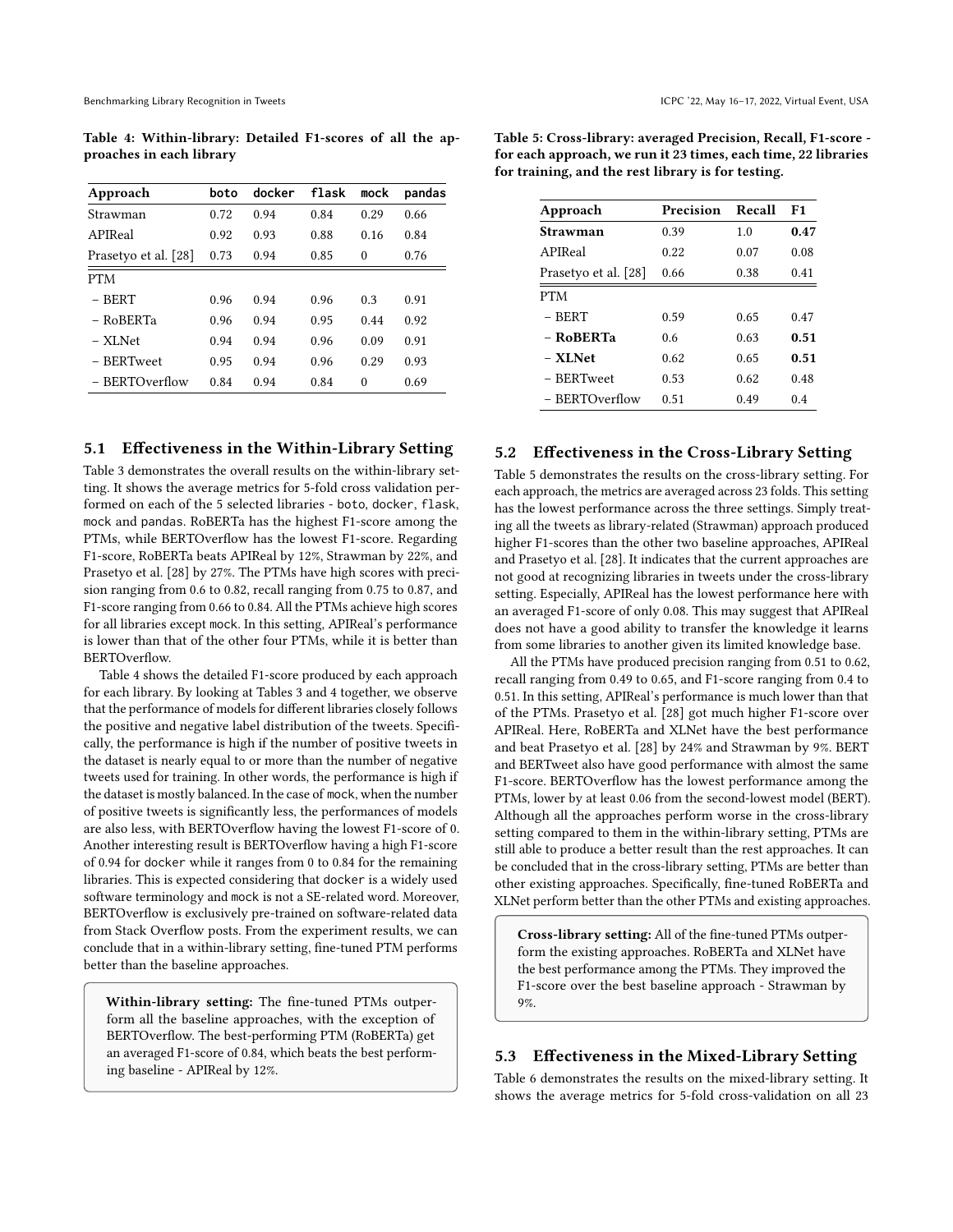**Table 4: Within-library: Detailed F1-scores of all the approaches in each library**

| Approach | boto | docker | flask | mock | pandas |
|---|---|---|---|---|---|
| Strawman | 0.72 | 0.94 | 0.84 | 0.29 | 0.66 |
| APIReal | 0.92 | 0.93 | 0.88 | 0.16 | 0.84 |
| Prasetyo et al. [28] | 0.73 | 0.94 | 0.85 | 0 | 0.76 |
| PTM | | | | | |
| – BERT | 0.96 | 0.94 | 0.96 | 0.3 | 0.91 |
| – RoBERTa | 0.96 | 0.94 | 0.95 | 0.44 | 0.92 |
| – XLNet | 0.94 | 0.94 | 0.96 | 0.09 | 0.91 |
| – BERTweet | 0.95 | 0.94 | 0.96 | 0.29 | 0.93 |
| – BERTOverflow | 0.84 | 0.94 | 0.84 | 0 | 0.69 |

## 5.1 Effectiveness in the Within-Library Setting

Table 3 demonstrates the overall results on the within-library setting. It shows the average metrics for 5-fold cross validation performed on each of the 5 selected libraries - boto, docker, flask, mock and pandas. RoBERTa has the highest F1-score among the PTMs, while BERTOverflow has the lowest F1-score. Regarding F1-score, RoBERTa beats APIReal by 12%, Strawman by 22%, and Prasetyo et al. [28] by 27%. The PTMs have high scores with precision ranging from 0.6 to 0.82, recall ranging from 0.75 to 0.87, and F1-score ranging from 0.66 to 0.84. All the PTMs achieve high scores for all libraries except mock. In this setting, APIReal's performance is lower than that of the other four PTMs, while it is better than BERTOverflow.

Table 4 shows the detailed F1-score produced by each approach for each library. By looking at Tables 3 and 4 together, we observe that the performance of models for different libraries closely follows the positive and negative label distribution of the tweets. Specifically, the performance is high if the number of positive tweets in the dataset is nearly equal to or more than the number of negative tweets used for training. In other words, the performance is high if the dataset is mostly balanced. In the case of mock, when the number of positive tweets is significantly less, the performances of models are also less, with BERTOverflow having the lowest F1-score of 0. Another interesting result is BERTOverflow having a high F1-score of 0.94 for docker while it ranges from 0 to 0.84 for the remaining libraries. This is expected considering that docker is a widely used software terminology and mock is not a SE-related word. Moreover, BERTOverflow is exclusively pre-trained on software-related data from Stack Overflow posts. From the experiment results, we can conclude that in a within-library setting, fine-tuned PTM performs better than the baseline approaches.

> **Within-library setting:** The fine-tuned PTMs outperform all the baseline approaches, with the exception of BERTOverflow. The best-performing PTM (RoBERTa) get an averaged F1-score of 0.84, which beats the best performing baseline - APIReal by 12%.

**Table 5: Cross-library: averaged Precision, Recall, F1-score - for each approach, we run it 23 times, each time, 22 libraries for training, and the rest library is for testing.**

| Approach | Precision | Recall | F1 |
|---|---|---|---|
| **Strawman** | 0.39 | 1.0 | **0.47** |
| APIReal | 0.22 | 0.07 | 0.08 |
| Prasetyo et al. [28] | 0.66 | 0.38 | 0.41 |
| PTM | | | |
| – BERT | 0.59 | 0.65 | 0.47 |
| – **RoBERTa** | 0.6 | 0.63 | **0.51** |
| – **XLNet** | 0.62 | 0.65 | **0.51** |
| – BERTweet | 0.53 | 0.62 | 0.48 |
| – BERTOverflow | 0.51 | 0.49 | 0.4 |

## 5.2 Effectiveness in the Cross-Library Setting

Table 5 demonstrates the results on the cross-library setting. For each approach, the metrics are averaged across 23 folds. This setting has the lowest performance across the three settings. Simply treating all the tweets as library-related (Strawman) approach produced higher F1-scores than the other two baseline approaches, APIReal and Prasetyo et al. [28]. It indicates that the current approaches are not good at recognizing libraries in tweets under the cross-library setting. Especially, APIReal has the lowest performance here with an averaged F1-score of only 0.08. This may suggest that APIReal does not have a good ability to transfer the knowledge it learns from some libraries to another given its limited knowledge base.

All the PTMs have produced precision ranging from 0.51 to 0.62, recall ranging from 0.49 to 0.65, and F1-score ranging from 0.4 to 0.51. In this setting, APIReal's performance is much lower than that of the PTMs. Prasetyo et al. [28] got much higher F1-score over APIReal. Here, RoBERTa and XLNet have the best performance and beat Prasetyo et al. [28] by 24% and Strawman by 9%. BERT and BERTweet also have good performance with almost the same F1-score. BERTOverflow has the lowest performance among the PTMs, lower by at least 0.06 from the second-lowest model (BERT). Although all the approaches perform worse in the cross-library setting compared to them in the within-library setting, PTMs are still able to produce a better result than the rest approaches. It can be concluded that in the cross-library setting, PTMs are better than other existing approaches. Specifically, fine-tuned RoBERTa and XLNet perform better than the other PTMs and existing approaches.

> **Cross-library setting:** All of the fine-tuned PTMs outperform the existing approaches. RoBERTa and XLNet have the best performance among the PTMs. They improved the F1-score over the best baseline approach - Strawman by 9%.

## 5.3 Effectiveness in the Mixed-Library Setting

Table 6 demonstrates the results on the mixed-library setting. It shows the average metrics for 5-fold cross-validation on all 23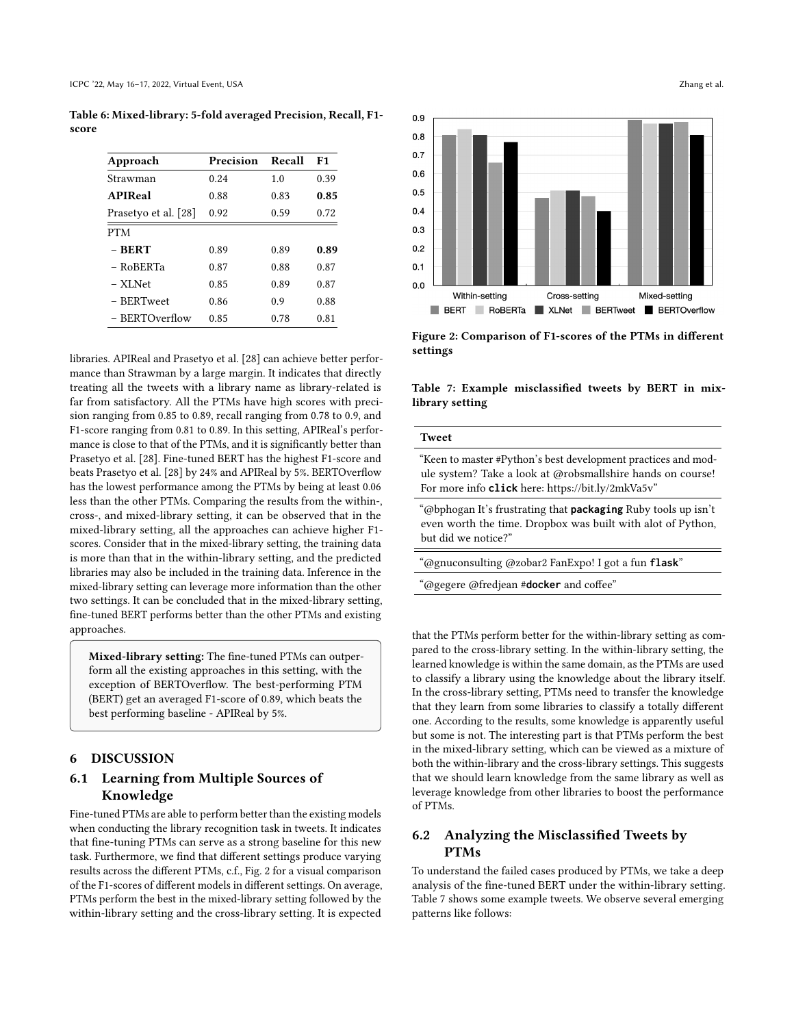Table 6: Mixed-library: 5-fold averaged Precision, Recall, F1-score

| Approach | Precision | Recall | F1 |
|---|---|---|---|
| Strawman | 0.24 | 1.0 | 0.39 |
| **APIReal** | 0.88 | 0.83 | **0.85** |
| Prasetyo et al. [28] | 0.92 | 0.59 | 0.72 |
| PTM | | | |
| – **BERT** | 0.89 | 0.89 | **0.89** |
| – RoBERTa | 0.87 | 0.88 | 0.87 |
| – XLNet | 0.85 | 0.89 | 0.87 |
| – BERTweet | 0.86 | 0.9 | 0.88 |
| – BERTOverflow | 0.85 | 0.78 | 0.81 |

libraries. APIReal and Prasetyo et al. [28] can achieve better performance than Strawman by a large margin. It indicates that directly treating all the tweets with a library name as library-related is far from satisfactory. All the PTMs have high scores with precision ranging from 0.85 to 0.89, recall ranging from 0.78 to 0.9, and F1-score ranging from 0.81 to 0.89. In this setting, APIReal's performance is close to that of the PTMs, and it is significantly better than Prasetyo et al. [28]. Fine-tuned BERT has the highest F1-score and beats Prasetyo et al. [28] by 24% and APIReal by 5%. BERTOverflow has the lowest performance among the PTMs by being at least 0.06 less than the other PTMs. Comparing the results from the within-, cross-, and mixed-library setting, it can be observed that in the mixed-library setting, all the approaches can achieve higher F1-scores. Consider that in the mixed-library setting, the training data is more than that in the within-library setting, and the predicted libraries may also be included in the training data. Inference in the mixed-library setting can leverage more information than the other two settings. It can be concluded that in the mixed-library setting, fine-tuned BERT performs better than the other PTMs and existing approaches.

> **Mixed-library setting:** The fine-tuned PTMs can outperform all the existing approaches in this setting, with the exception of BERTOverflow. The best-performing PTM (BERT) get an averaged F1-score of 0.89, which beats the best performing baseline - APIReal by 5%.

## 6 DISCUSSION

### 6.1 Learning from Multiple Sources of Knowledge

Fine-tuned PTMs are able to perform better than the existing models when conducting the library recognition task in tweets. It indicates that fine-tuning PTMs can serve as a strong baseline for this new task. Furthermore, we find that different settings produce varying results across the different PTMs, c.f., Fig. 2 for a visual comparison of the F1-scores of different models in different settings. On average, PTMs perform the best in the mixed-library setting followed by the within-library setting and the cross-library setting. It is expected that the PTMs perform better for the within-library setting as compared to the cross-library setting. In the within-library setting, the learned knowledge is within the same domain, as the PTMs are used to classify a library using the knowledge about the library itself. In the cross-library setting, PTMs need to transfer the knowledge that they learn from some libraries to classify a totally different one. According to the results, some knowledge is apparently useful but some is not. The interesting part is that PTMs perform the best in the mixed-library setting, which can be viewed as a mixture of both the within-library and the cross-library settings. This suggests that we should learn knowledge from the same library as well as leverage knowledge from other libraries to boost the performance of PTMs.

Figure 2: Comparison of F1-scores of the PTMs in different settings

Table 7: Example misclassified tweets by BERT in mix-library setting

| Tweet |
|---|
| "Keen to master #Python's best development practices and module system? Take a look at @robsmallshire hands on course! For more info **click** here: https://bit.ly/2mkVa5v" |
| "@bphogan It's frustrating that **packaging** Ruby tools up isn't even worth the time. Dropbox was built with alot of Python, but did we notice?" |
| "@gnuconsulting @zobar2 FanExpo! I got a fun **flask**" |
| "@gegere @fredjean #**docker** and coffee" |

### 6.2 Analyzing the Misclassified Tweets by PTMs

To understand the failed cases produced by PTMs, we take a deep analysis of the fine-tuned BERT under the within-library setting. Table 7 shows some example tweets. We observe several emerging patterns like follows: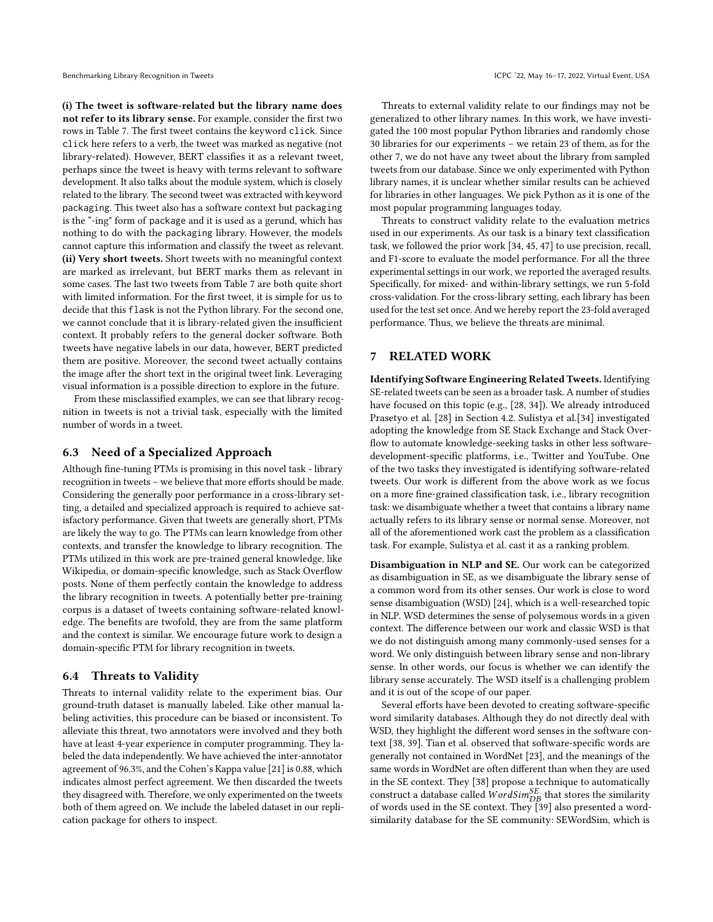**(i) The tweet is software-related but the library name does not refer to its library sense.** For example, consider the first two rows in Table 7. The first tweet contains the keyword click. Since click here refers to a verb, the tweet was marked as negative (not library-related). However, BERT classifies it as a relevant tweet, perhaps since the tweet is heavy with terms relevant to software development. It also talks about the module system, which is closely related to the library. The second tweet was extracted with keyword packaging. This tweet also has a software context but packaging is the "-ing" form of package and it is used as a gerund, which has nothing to do with the packaging library. However, the models cannot capture this information and classify the tweet as relevant.
**(ii) Very short tweets.** Short tweets with no meaningful context are marked as irrelevant, but BERT marks them as relevant in some cases. The last two tweets from Table 7 are both quite short with limited information. For the first tweet, it is simple for us to decide that this flask is not the Python library. For the second one, we cannot conclude that it is library-related given the insufficient context. It probably refers to the general docker software. Both tweets have negative labels in our data, however, BERT predicted them are positive. Moreover, the second tweet actually contains the image after the short text in the original tweet link. Leveraging visual information is a possible direction to explore in the future.

From these misclassified examples, we can see that library recognition in tweets is not a trivial task, especially with the limited number of words in a tweet.

## 6.3 Need of a Specialized Approach

Although fine-tuning PTMs is promising in this novel task - library recognition in tweets – we believe that more efforts should be made. Considering the generally poor performance in a cross-library setting, a detailed and specialized approach is required to achieve satisfactory performance. Given that tweets are generally short, PTMs are likely the way to go. The PTMs can learn knowledge from other contexts, and transfer the knowledge to library recognition. The PTMs utilized in this work are pre-trained general knowledge, like Wikipedia, or domain-specific knowledge, such as Stack Overflow posts. None of them perfectly contain the knowledge to address the library recognition in tweets. A potentially better pre-training corpus is a dataset of tweets containing software-related knowledge. The benefits are twofold, they are from the same platform and the context is similar. We encourage future work to design a domain-specific PTM for library recognition in tweets.

## 6.4 Threats to Validity

Threats to internal validity relate to the experiment bias. Our ground-truth dataset is manually labeled. Like other manual labeling activities, this procedure can be biased or inconsistent. To alleviate this threat, two annotators were involved and they both have at least 4-year experience in computer programming. They labeled the data independently. We have achieved the inter-annotator agreement of 96.3%, and the Cohen's Kappa value [21] is 0.88, which indicates almost perfect agreement. We then discarded the tweets they disagreed with. Therefore, we only experimented on the tweets both of them agreed on. We include the labeled dataset in our replication package for others to inspect.

Threats to external validity relate to our findings may not be generalized to other library names. In this work, we have investigated the 100 most popular Python libraries and randomly chose 30 libraries for our experiments – we retain 23 of them, as for the other 7, we do not have any tweet about the library from sampled tweets from our database. Since we only experimented with Python library names, it is unclear whether similar results can be achieved for libraries in other languages. We pick Python as it is one of the most popular programming languages today.

Threats to construct validity relate to the evaluation metrics used in our experiments. As our task is a binary text classification task, we followed the prior work [34, 45, 47] to use precision, recall, and F1-score to evaluate the model performance. For all the three experimental settings in our work, we reported the averaged results. Specifically, for mixed- and within-library settings, we run 5-fold cross-validation. For the cross-library setting, each library has been used for the test set once. And we hereby report the 23-fold averaged performance. Thus, we believe the threats are minimal.

# 7 RELATED WORK

**Identifying Software Engineering Related Tweets.** Identifying SE-related tweets can be seen as a broader task. A number of studies have focused on this topic (e.g., [28, 34]). We already introduced Prasetyo et al. [28] in Section 4.2. Sulistya et al.[34] investigated adopting the knowledge from SE Stack Exchange and Stack Overflow to automate knowledge-seeking tasks in other less software-development-specific platforms, i.e., Twitter and YouTube. One of the two tasks they investigated is identifying software-related tweets. Our work is different from the above work as we focus on a more fine-grained classification task, i.e., library recognition task: we disambiguate whether a tweet that contains a library name actually refers to its library sense or normal sense. Moreover, not all of the aforementioned work cast the problem as a classification task. For example, Sulistya et al. cast it as a ranking problem.

**Disambiguation in NLP and SE.** Our work can be categorized as disambiguation in SE, as we disambiguate the library sense of a common word from its other senses. Our work is close to word sense disambiguation (WSD) [24], which is a well-researched topic in NLP. WSD determines the sense of polysemous words in a given context. The difference between our work and classic WSD is that we do not distinguish among many commonly-used senses for a word. We only distinguish between library sense and non-library sense. In other words, our focus is whether we can identify the library sense accurately. The WSD itself is a challenging problem and it is out of the scope of our paper.

Several efforts have been devoted to creating software-specific word similarity databases. Although they do not directly deal with WSD, they highlight the different word senses in the software context [38, 39]. Tian et al. observed that software-specific words are generally not contained in WordNet [23], and the meanings of the same words in WordNet are often different than when they are used in the SE context. They [38] propose a technique to automatically construct a database called $WordSim_{DB}^{SE}$ that stores the similarity of words used in the SE context. They [39] also presented a word-similarity database for the SE community: SEWordSim, which is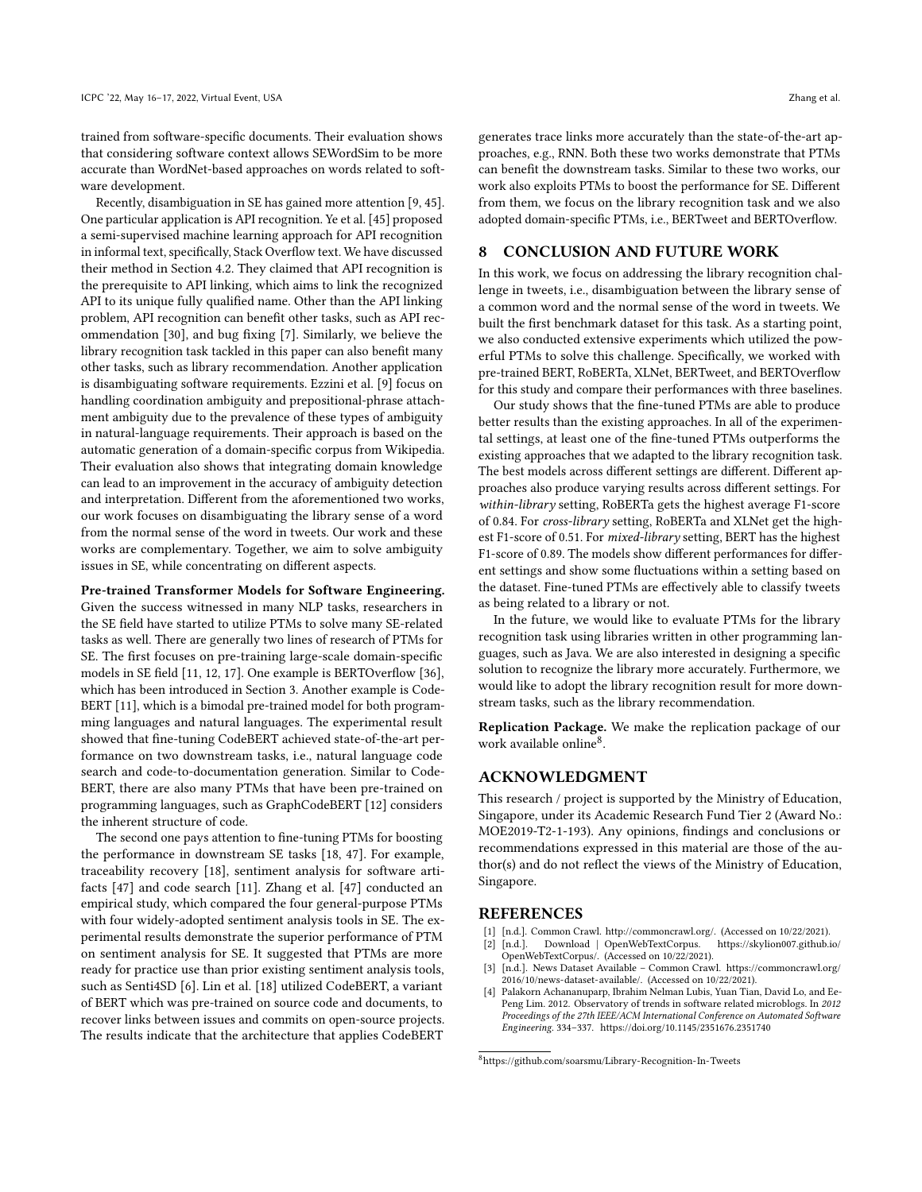trained from software-specific documents. Their evaluation shows that considering software context allows SEWordSim to be more accurate than WordNet-based approaches on words related to software development.

Recently, disambiguation in SE has gained more attention [9, 45]. One particular application is API recognition. Ye et al. [45] proposed a semi-supervised machine learning approach for API recognition in informal text, specifically, Stack Overflow text. We have discussed their method in Section 4.2. They claimed that API recognition is the prerequisite to API linking, which aims to link the recognized API to its unique fully qualified name. Other than the API linking problem, API recognition can benefit other tasks, such as API recommendation [30], and bug fixing [7]. Similarly, we believe the library recognition task tackled in this paper can also benefit many other tasks, such as library recommendation. Another application is disambiguating software requirements. Ezzini et al. [9] focus on handling coordination ambiguity and prepositional-phrase attachment ambiguity due to the prevalence of these types of ambiguity in natural-language requirements. Their approach is based on the automatic generation of a domain-specific corpus from Wikipedia. Their evaluation also shows that integrating domain knowledge can lead to an improvement in the accuracy of ambiguity detection and interpretation. Different from the aforementioned two works, our work focuses on disambiguating the library sense of a word from the normal sense of the word in tweets. Our work and these works are complementary. Together, we aim to solve ambiguity issues in SE, while concentrating on different aspects.

**Pre-trained Transformer Models for Software Engineering.** Given the success witnessed in many NLP tasks, researchers in the SE field have started to utilize PTMs to solve many SE-related tasks as well. There are generally two lines of research of PTMs for SE. The first focuses on pre-training large-scale domain-specific models in SE field [11, 12, 17]. One example is BERTOverflow [36], which has been introduced in Section 3. Another example is CodeBERT [11], which is a bimodal pre-trained model for both programming languages and natural languages. The experimental result showed that fine-tuning CodeBERT achieved state-of-the-art performance on two downstream tasks, i.e., natural language code search and code-to-documentation generation. Similar to CodeBERT, there are also many PTMs that have been pre-trained on programming languages, such as GraphCodeBERT [12] considers the inherent structure of code.

The second one pays attention to fine-tuning PTMs for boosting the performance in downstream SE tasks [18, 47]. For example, traceability recovery [18], sentiment analysis for software artifacts [47] and code search [11]. Zhang et al. [47] conducted an empirical study, which compared the four general-purpose PTMs with four widely-adopted sentiment analysis tools in SE. The experimental results demonstrate the superior performance of PTM on sentiment analysis for SE. It suggested that PTMs are more ready for practice use than prior existing sentiment analysis tools, such as Senti4SD [6]. Lin et al. [18] utilized CodeBERT, a variant of BERT which was pre-trained on source code and documents, to recover links between issues and commits on open-source projects. The results indicate that the architecture that applies CodeBERT generates trace links more accurately than the state-of-the-art approaches, e.g., RNN. Both these two works demonstrate that PTMs can benefit the downstream tasks. Similar to these two works, our work also exploits PTMs to boost the performance for SE. Different from them, we focus on the library recognition task and we also adopted domain-specific PTMs, i.e., BERTweet and BERTOverflow.

## 8 CONCLUSION AND FUTURE WORK

In this work, we focus on addressing the library recognition challenge in tweets, i.e., disambiguation between the library sense of a common word and the normal sense of the word in tweets. We built the first benchmark dataset for this task. As a starting point, we also conducted extensive experiments which utilized the powerful PTMs to solve this challenge. Specifically, we worked with pre-trained BERT, RoBERTa, XLNet, BERTweet, and BERTOverflow for this study and compare their performances with three baselines.

Our study shows that the fine-tuned PTMs are able to produce better results than the existing approaches. In all of the experimental settings, at least one of the fine-tuned PTMs outperforms the existing approaches that we adapted to the library recognition task. The best models across different settings are different. Different approaches also produce varying results across different settings. For *within-library* setting, RoBERTa gets the highest average F1-score of 0.84. For *cross-library* setting, RoBERTa and XLNet get the highest F1-score of 0.51. For *mixed-library* setting, BERT has the highest F1-score of 0.89. The models show different performances for different settings and show some fluctuations within a setting based on the dataset. Fine-tuned PTMs are effectively able to classify tweets as being related to a library or not.

In the future, we would like to evaluate PTMs for the library recognition task using libraries written in other programming languages, such as Java. We are also interested in designing a specific solution to recognize the library more accurately. Furthermore, we would like to adopt the library recognition result for more downstream tasks, such as the library recommendation.

**Replication Package.** We make the replication package of our work available online[8].

## ACKNOWLEDGMENT

This research / project is supported by the Ministry of Education, Singapore, under its Academic Research Fund Tier 2 (Award No.: MOE2019-T2-1-193). Any opinions, findings and conclusions or recommendations expressed in this material are those of the author(s) and do not reflect the views of the Ministry of Education, Singapore.

## REFERENCES

- [1] [n.d.]. Common Crawl. http://commoncrawl.org/. (Accessed on 10/22/2021).
- [2] [n.d.]. Download | OpenWebTextCorpus. https://skylion007.github.io/OpenWebTextCorpus/. (Accessed on 10/22/2021).
- [3] [n.d.]. News Dataset Available – Common Crawl. https://commoncrawl.org/2016/10/news-dataset-available/. (Accessed on 10/22/2021).
- [4] Palakorn Achananuparp, Ibrahim Nelman Lubis, Yuan Tian, David Lo, and Ee-Peng Lim. 2012. Observatory of trends in software related microblogs. In *2012 Proceedings of the 27th IEEE/ACM International Conference on Automated Software Engineering*. 334–337. https://doi.org/10.1145/2351676.2351740

[8] https://github.com/soarsmu/Library-Recognition-In-Tweets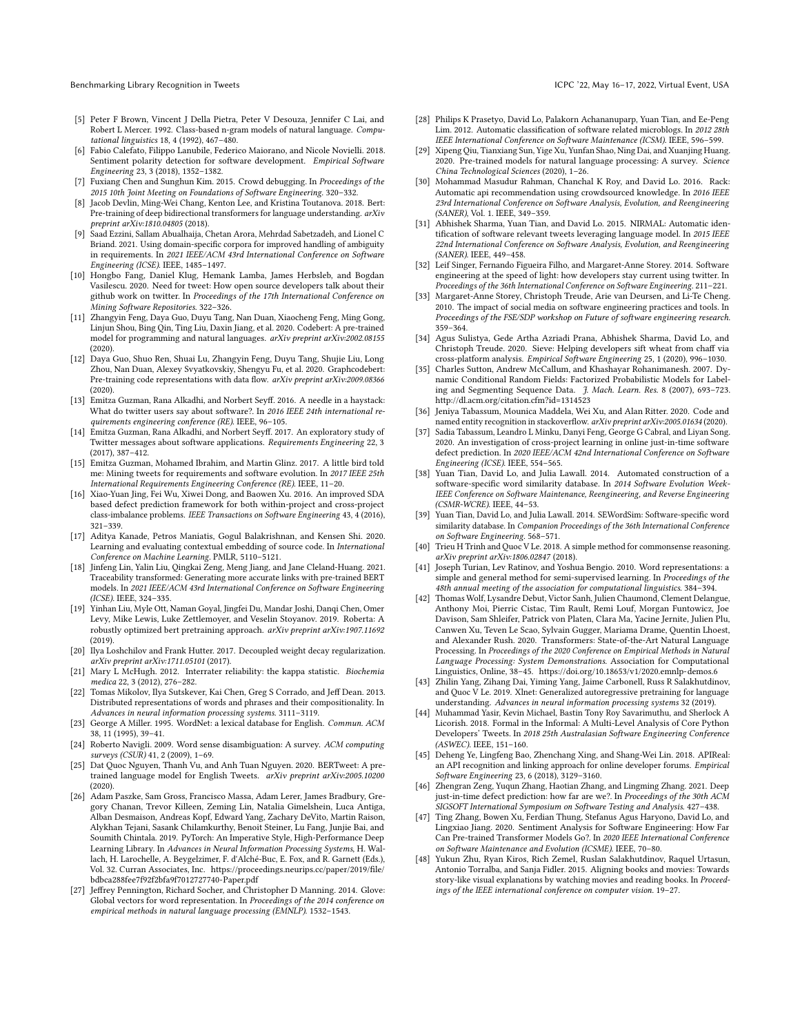[5] Peter F Brown, Vincent J Della Pietra, Peter V Desouza, Jennifer C Lai, and Robert L Mercer. 1992. Class-based n-gram models of natural language. *Computational linguistics* 18, 4 (1992), 467–480.

[6] Fabio Calefato, Filippo Lanubile, Federico Maiorano, and Nicole Novielli. 2018. Sentiment polarity detection for software development. *Empirical Software Engineering* 23, 3 (2018), 1352–1382.

[7] Fuxiang Chen and Sunghun Kim. 2015. Crowd debugging. In *Proceedings of the 2015 10th Joint Meeting on Foundations of Software Engineering*. 320–332.

[8] Jacob Devlin, Ming-Wei Chang, Kenton Lee, and Kristina Toutanova. 2018. Bert: Pre-training of deep bidirectional transformers for language understanding. *arXiv preprint arXiv:1810.04805* (2018).

[9] Saad Ezzini, Sallam Abualhaija, Chetan Arora, Mehrdad Sabetzadeh, and Lionel C Briand. 2021. Using domain-specific corpora for improved handling of ambiguity in requirements. In *2021 IEEE/ACM 43rd International Conference on Software Engineering (ICSE)*. IEEE, 1485–1497.

[10] Hongbo Fang, Daniel Klug, Hemank Lamba, James Herbsleb, and Bogdan Vasilescu. 2020. Need for tweet: How open source developers talk about their github work on twitter. In *Proceedings of the 17th International Conference on Mining Software Repositories*. 322–326.

[11] Zhangyin Feng, Daya Guo, Duyu Tang, Nan Duan, Xiaocheng Feng, Ming Gong, Linjun Shou, Bing Qin, Ting Liu, Daxin Jiang, et al. 2020. Codebert: A pre-trained model for programming and natural languages. *arXiv preprint arXiv:2002.08155* (2020).

[12] Daya Guo, Shuo Ren, Shuai Lu, Zhangyin Feng, Duyu Tang, Shujie Liu, Long Zhou, Nan Duan, Alexey Svyatkovskiy, Shengyu Fu, et al. 2020. Graphcodebert: Pre-training code representations with data flow. *arXiv preprint arXiv:2009.08366* (2020).

[13] Emitza Guzman, Rana Alkadhi, and Norbert Seyff. 2016. A needle in a haystack: What do twitter users say about software?. In *2016 IEEE 24th international requirements engineering conference (RE)*. IEEE, 96–105.

[14] Emitza Guzman, Rana Alkadhi, and Norbert Seyff. 2017. An exploratory study of Twitter messages about software applications. *Requirements Engineering* 22, 3 (2017), 387–412.

[15] Emitza Guzman, Mohamed Ibrahim, and Martin Glinz. 2017. A little bird told me: Mining tweets for requirements and software evolution. In *2017 IEEE 25th International Requirements Engineering Conference (RE)*. IEEE, 11–20.

[16] Xiao-Yuan Jing, Fei Wu, Xiwei Dong, and Baowen Xu. 2016. An improved SDA based defect prediction framework for both within-project and cross-project class-imbalance problems. *IEEE Transactions on Software Engineering* 43, 4 (2016), 321–339.

[17] Aditya Kanade, Petros Maniatis, Gogul Balakrishnan, and Kensen Shi. 2020. Learning and evaluating contextual embedding of source code. In *International Conference on Machine Learning*. PMLR, 5110–5121.

[18] Jinfeng Lin, Yalin Liu, Qingkai Zeng, Meng Jiang, and Jane Cleland-Huang. 2021. Traceability transformed: Generating more accurate links with pre-trained BERT models. In *2021 IEEE/ACM 43rd International Conference on Software Engineering (ICSE)*. IEEE, 324–335.

[19] Yinhan Liu, Myle Ott, Naman Goyal, Jingfei Du, Mandar Joshi, Danqi Chen, Omer Levy, Mike Lewis, Luke Zettlemoyer, and Veselin Stoyanov. 2019. Roberta: A robustly optimized bert pretraining approach. *arXiv preprint arXiv:1907.11692* (2019).

[20] Ilya Loshchilov and Frank Hutter. 2017. Decoupled weight decay regularization. *arXiv preprint arXiv:1711.05101* (2017).

[21] Mary L McHugh. 2012. Interrater reliability: the kappa statistic. *Biochemia medica* 22, 3 (2012), 276–282.

[22] Tomas Mikolov, Ilya Sutskever, Kai Chen, Greg S Corrado, and Jeff Dean. 2013. Distributed representations of words and phrases and their compositionality. In *Advances in neural information processing systems*. 3111–3119.

[23] George A Miller. 1995. WordNet: a lexical database for English. *Commun. ACM* 38, 11 (1995), 39–41.

[24] Roberto Navigli. 2009. Word sense disambiguation: A survey. *ACM computing surveys (CSUR)* 41, 2 (2009), 1–69.

[25] Dat Quoc Nguyen, Thanh Vu, and Anh Tuan Nguyen. 2020. BERTweet: A pre-trained language model for English Tweets. *arXiv preprint arXiv:2005.10200* (2020).

[26] Adam Paszke, Sam Gross, Francisco Massa, Adam Lerer, James Bradbury, Gregory Chanan, Trevor Killeen, Zeming Lin, Natalia Gimelshein, Luca Antiga, Alban Desmaison, Andreas Kopf, Edward Yang, Zachary DeVito, Martin Raison, Alykhan Tejani, Sasank Chilamkurthy, Benoit Steiner, Lu Fang, Junjie Bai, and Soumith Chintala. 2019. PyTorch: An Imperative Style, High-Performance Deep Learning Library. In *Advances in Neural Information Processing Systems*, H. Wallach, H. Larochelle, A. Beygelzimer, F. d'Alché-Buc, E. Fox, and R. Garnett (Eds.), Vol. 32. Curran Associates, Inc. https://proceedings.neurips.cc/paper/2019/file/bdbca288fee7f92f2bfa9f7012727740-Paper.pdf

[27] Jeffrey Pennington, Richard Socher, and Christopher D Manning. 2014. Glove: Global vectors for word representation. In *Proceedings of the 2014 conference on empirical methods in natural language processing (EMNLP)*. 1532–1543.

[28] Philips K Prasetyo, David Lo, Palakorn Achananuparp, Yuan Tian, and Ee-Peng Lim. 2012. Automatic classification of software related microblogs. In *2012 28th IEEE International Conference on Software Maintenance (ICSM)*. IEEE, 596–599.

[29] Xipeng Qiu, Tianxiang Sun, Yige Xu, Yunfan Shao, Ning Dai, and Xuanjing Huang. 2020. Pre-trained models for natural language processing: A survey. *Science China Technological Sciences* (2020), 1–26.

[30] Mohammad Masudur Rahman, Chanchal K Roy, and David Lo. 2016. Rack: Automatic api recommendation using crowdsourced knowledge. In *2016 IEEE 23rd International Conference on Software Analysis, Evolution, and Reengineering (SANER)*, Vol. 1. IEEE, 349–359.

[31] Abhishek Sharma, Yuan Tian, and David Lo. 2015. NIRMAL: Automatic identification of software relevant tweets leveraging language model. In *2015 IEEE 22nd International Conference on Software Analysis, Evolution, and Reengineering (SANER)*. IEEE, 449–458.

[32] Leif Singer, Fernando Figueira Filho, and Margaret-Anne Storey. 2014. Software engineering at the speed of light: how developers stay current using twitter. In *Proceedings of the 36th International Conference on Software Engineering*. 211–221.

[33] Margaret-Anne Storey, Christoph Treude, Arie van Deursen, and Li-Te Cheng. 2010. The impact of social media on software engineering practices and tools. In *Proceedings of the FSE/SDP workshop on Future of software engineering research*. 359–364.

[34] Agus Sulistya, Gede Artha Azriadi Prana, Abhishek Sharma, David Lo, and Christoph Treude. 2020. Sieve: Helping developers sift wheat from chaff via cross-platform analysis. *Empirical Software Engineering* 25, 1 (2020), 996–1030.

[35] Charles Sutton, Andrew McCallum, and Khashayar Rohanimanesh. 2007. Dynamic Conditional Random Fields: Factorized Probabilistic Models for Labeling and Segmenting Sequence Data. *J. Mach. Learn. Res.* 8 (2007), 693–723. http://dl.acm.org/citation.cfm?id=1314523

[36] Jeniya Tabassum, Mounica Maddela, Wei Xu, and Alan Ritter. 2020. Code and named entity recognition in stackoverflow. *arXiv preprint arXiv:2005.01634* (2020).

[37] Sadia Tabassum, Leandro L Minku, Danyi Feng, George G Cabral, and Liyan Song. 2020. An investigation of cross-project learning in online just-in-time software defect prediction. In *2020 IEEE/ACM 42nd International Conference on Software Engineering (ICSE)*. IEEE, 554–565.

[38] Yuan Tian, David Lo, and Julia Lawall. 2014. Automated construction of a software-specific word similarity database. In *2014 Software Evolution Week-IEEE Conference on Software Maintenance, Reengineering, and Reverse Engineering (CSMR-WCRE)*. IEEE, 44–53.

[39] Yuan Tian, David Lo, and Julia Lawall. 2014. SEWordSim: Software-specific word similarity database. In *Companion Proceedings of the 36th International Conference on Software Engineering*. 568–571.

[40] Trieu H Trinh and Quoc V Le. 2018. A simple method for commonsense reasoning. *arXiv preprint arXiv:1806.02847* (2018).

[41] Joseph Turian, Lev Ratinov, and Yoshua Bengio. 2010. Word representations: a simple and general method for semi-supervised learning. In *Proceedings of the 48th annual meeting of the association for computational linguistics*. 384–394.

[42] Thomas Wolf, Lysandre Debut, Victor Sanh, Julien Chaumond, Clement Delangue, Anthony Moi, Pierric Cistac, Tim Rault, Remi Louf, Morgan Funtowicz, Joe Davison, Sam Shleifer, Patrick von Platen, Clara Ma, Yacine Jernite, Julien Plu, Canwen Xu, Teven Le Scao, Sylvain Gugger, Mariama Drame, Quentin Lhoest, and Alexander Rush. 2020. Transformers: State-of-the-Art Natural Language Processing. In *Proceedings of the 2020 Conference on Empirical Methods in Natural Language Processing: System Demonstrations*. Association for Computational Linguistics, Online, 38–45. https://doi.org/10.18653/v1/2020.emnlp-demos.6

[43] Zhilin Yang, Zihang Dai, Yiming Yang, Jaime Carbonell, Russ R Salakhutdinov, and Quoc V Le. 2019. Xlnet: Generalized autoregressive pretraining for language understanding. *Advances in neural information processing systems* 32 (2019).

[44] Muhammad Yasir, Kevin Michael, Bastin Tony Roy Savarimuthu, and Sherlock A Licorish. 2018. Formal in the Informal: A Multi-Level Analysis of Core Python Developers' Tweets. In *2018 25th Australasian Software Engineering Conference (ASWEC)*. IEEE, 151–160.

[45] Deheng Ye, Lingfeng Bao, Zhenchang Xing, and Shang-Wei Lin. 2018. APIReal: an API recognition and linking approach for online developer forums. *Empirical Software Engineering* 23, 6 (2018), 3129–3160.

[46] Zhengran Zeng, Yuqun Zhang, Haotian Zhang, and Lingming Zhang. 2021. Deep just-in-time defect prediction: how far are we?. In *Proceedings of the 30th ACM SIGSOFT International Symposium on Software Testing and Analysis*. 427–438.

[47] Ting Zhang, Bowen Xu, Ferdian Thung, Stefanus Agus Haryono, David Lo, and Lingxiao Jiang. 2020. Sentiment Analysis for Software Engineering: How Far Can Pre-trained Transformer Models Go?. In *2020 IEEE International Conference on Software Maintenance and Evolution (ICSME)*. IEEE, 70–80.

[48] Yukun Zhu, Ryan Kiros, Rich Zemel, Ruslan Salakhutdinov, Raquel Urtasun, Antonio Torralba, and Sanja Fidler. 2015. Aligning books and movies: Towards story-like visual explanations by watching movies and reading books. In *Proceedings of the IEEE international conference on computer vision*. 19–27.